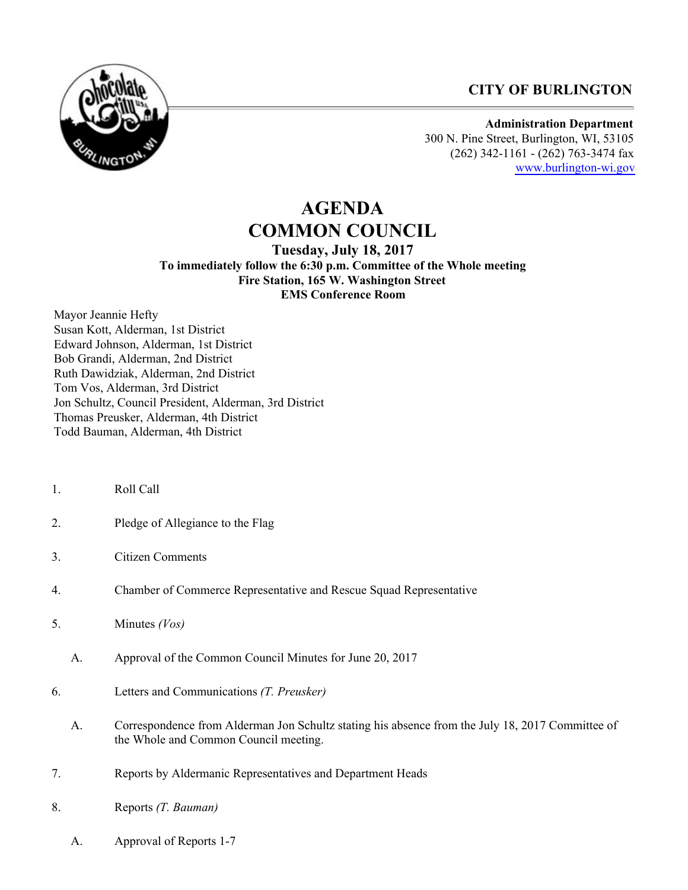**CITY OF BURLINGTON**

**Administration Department**
300 N. Pine Street, Burlington, WI, 53105
(262) 342-1161 - (262) 763-3474 fax
www.burlington-wi.gov

# AGENDA
# COMMON COUNCIL

### Tuesday, July 18, 2017

**To immediately follow the 6:30 p.m. Committee of the Whole meeting**
**Fire Station, 165 W. Washington Street**
**EMS Conference Room**

Mayor Jeannie Hefty
Susan Kott, Alderman, 1st District
Edward Johnson, Alderman, 1st District
Bob Grandi, Alderman, 2nd District
Ruth Dawidziak, Alderman, 2nd District
Tom Vos, Alderman, 3rd District
Jon Schultz, Council President, Alderman, 3rd District
Thomas Preusker, Alderman, 4th District
Todd Bauman, Alderman, 4th District

1. Roll Call

2. Pledge of Allegiance to the Flag

3. Citizen Comments

4. Chamber of Commerce Representative and Rescue Squad Representative

5. Minutes *(Vos)*

   A. Approval of the Common Council Minutes for June 20, 2017

6. Letters and Communications *(T. Preusker)*

   A. Correspondence from Alderman Jon Schultz stating his absence from the July 18, 2017 Committee of the Whole and Common Council meeting.

7. Reports by Aldermanic Representatives and Department Heads

8. Reports *(T. Bauman)*

   A. Approval of Reports 1-7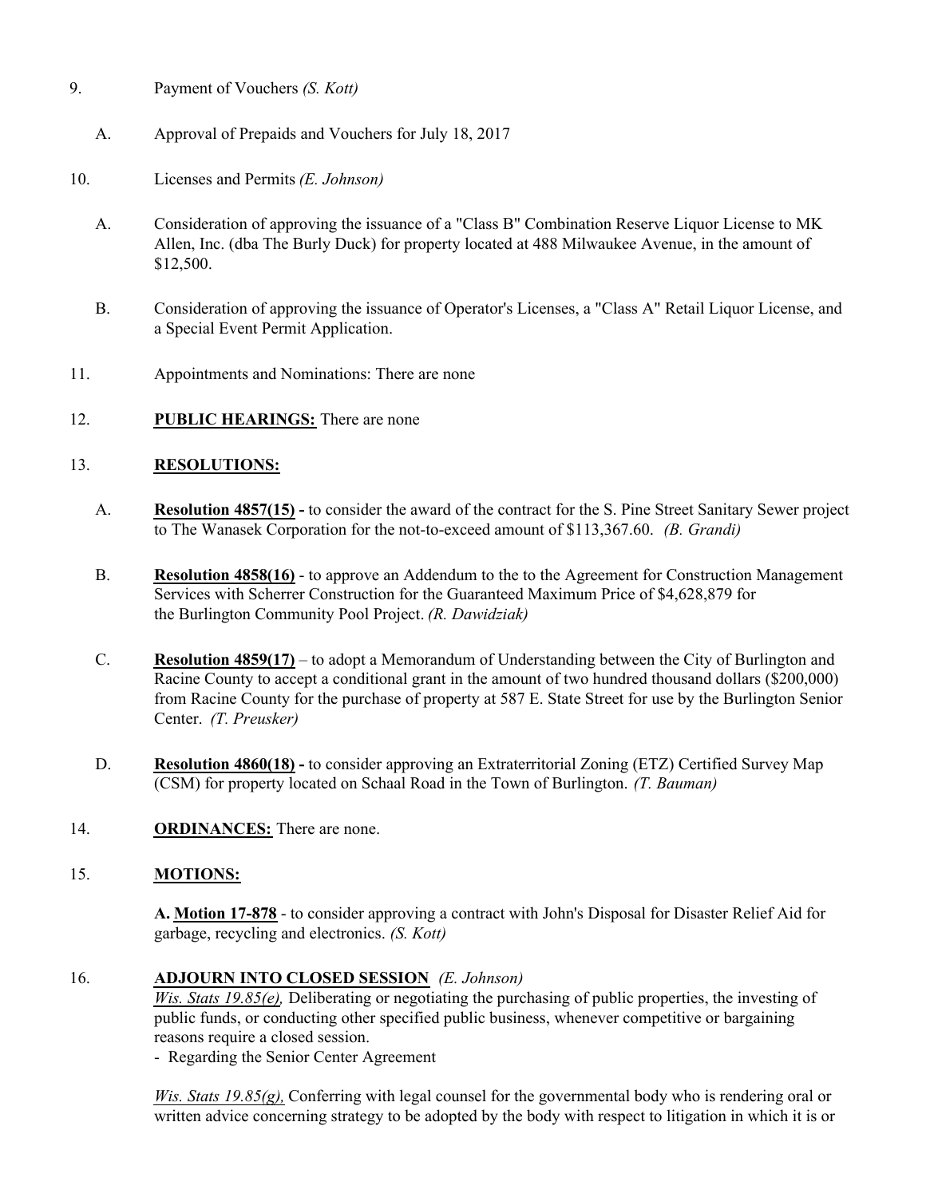9. Payment of Vouchers *(S. Kott)*

   A. Approval of Prepaids and Vouchers for July 18, 2017

10. Licenses and Permits *(E. Johnson)*

    A. Consideration of approving the issuance of a "Class B" Combination Reserve Liquor License to MK Allen, Inc. (dba The Burly Duck) for property located at 488 Milwaukee Avenue, in the amount of $12,500.

    B. Consideration of approving the issuance of Operator's Licenses, a "Class A" Retail Liquor License, and a Special Event Permit Application.

11. Appointments and Nominations: There are none

12. **PUBLIC HEARINGS:** There are none

13. **RESOLUTIONS:**

    A. **Resolution 4857(15) -** to consider the award of the contract for the S. Pine Street Sanitary Sewer project to The Wanasek Corporation for the not-to-exceed amount of $113,367.60. *(B. Grandi)*

    B. **Resolution 4858(16)** - to approve an Addendum to the to the Agreement for Construction Management Services with Scherrer Construction for the Guaranteed Maximum Price of $4,628,879 for the Burlington Community Pool Project. *(R. Dawidziak)*

    C. **Resolution 4859(17)** – to adopt a Memorandum of Understanding between the City of Burlington and Racine County to accept a conditional grant in the amount of two hundred thousand dollars ($200,000) from Racine County for the purchase of property at 587 E. State Street for use by the Burlington Senior Center. *(T. Preusker)*

    D. **Resolution 4860(18) -** to consider approving an Extraterritorial Zoning (ETZ) Certified Survey Map (CSM) for property located on Schaal Road in the Town of Burlington. *(T. Bauman)*

14. **ORDINANCES:** There are none.

15. **MOTIONS:**

    **A. Motion 17-878** - to consider approving a contract with John's Disposal for Disaster Relief Aid for garbage, recycling and electronics. *(S. Kott)*

16. **ADJOURN INTO CLOSED SESSION** *(E. Johnson)*

    *Wis. Stats 19.85(e),* Deliberating or negotiating the purchasing of public properties, the investing of public funds, or conducting other specified public business, whenever competitive or bargaining reasons require a closed session.
    - Regarding the Senior Center Agreement

    *Wis. Stats 19.85(g),* Conferring with legal counsel for the governmental body who is rendering oral or written advice concerning strategy to be adopted by the body with respect to litigation in which it is or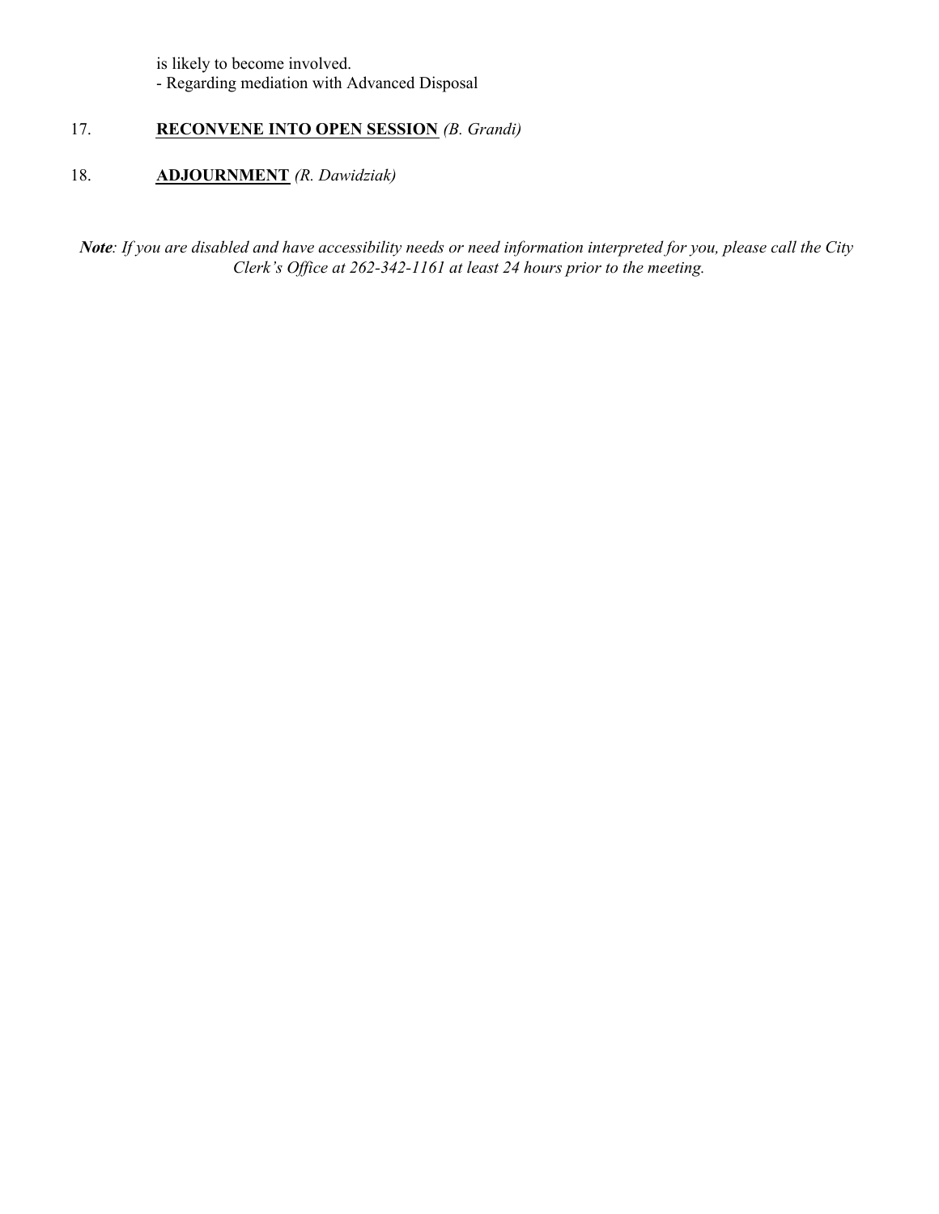is likely to become involved.
- Regarding mediation with Advanced Disposal

17. **RECONVENE INTO OPEN SESSION** *(B. Grandi)*

18. **ADJOURNMENT** *(R. Dawidziak)*

***Note****: If you are disabled and have accessibility needs or need information interpreted for you, please call the City Clerk's Office at 262-342-1161 at least 24 hours prior to the meeting.*